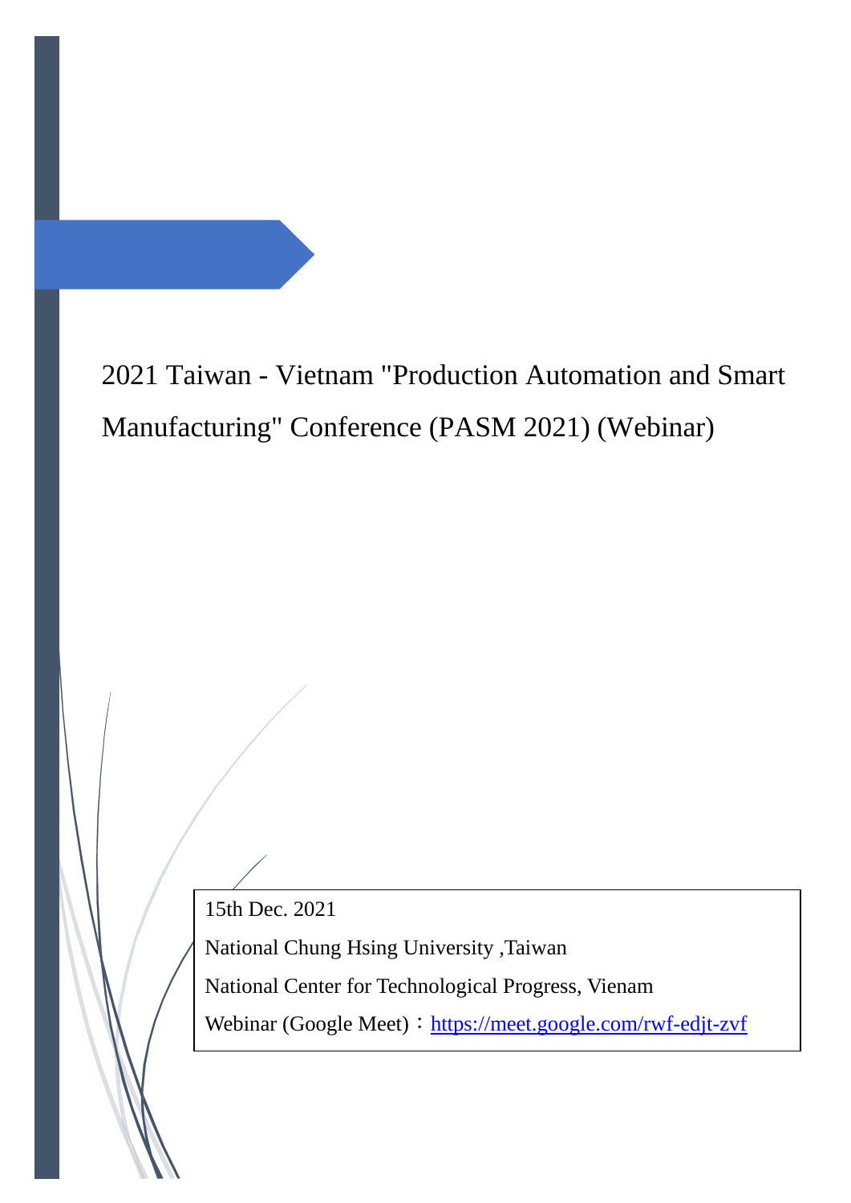# 2021 Taiwan - Vietnam "Production Automation and Smart Manufacturing" Conference (PASM 2021) (Webinar)

15th Dec. 2021

National Chung Hsing University ,Taiwan

National Center for Technological Progress, Vienam

Webinar (Google Meet)：https://meet.google.com/rwf-edjt-zvf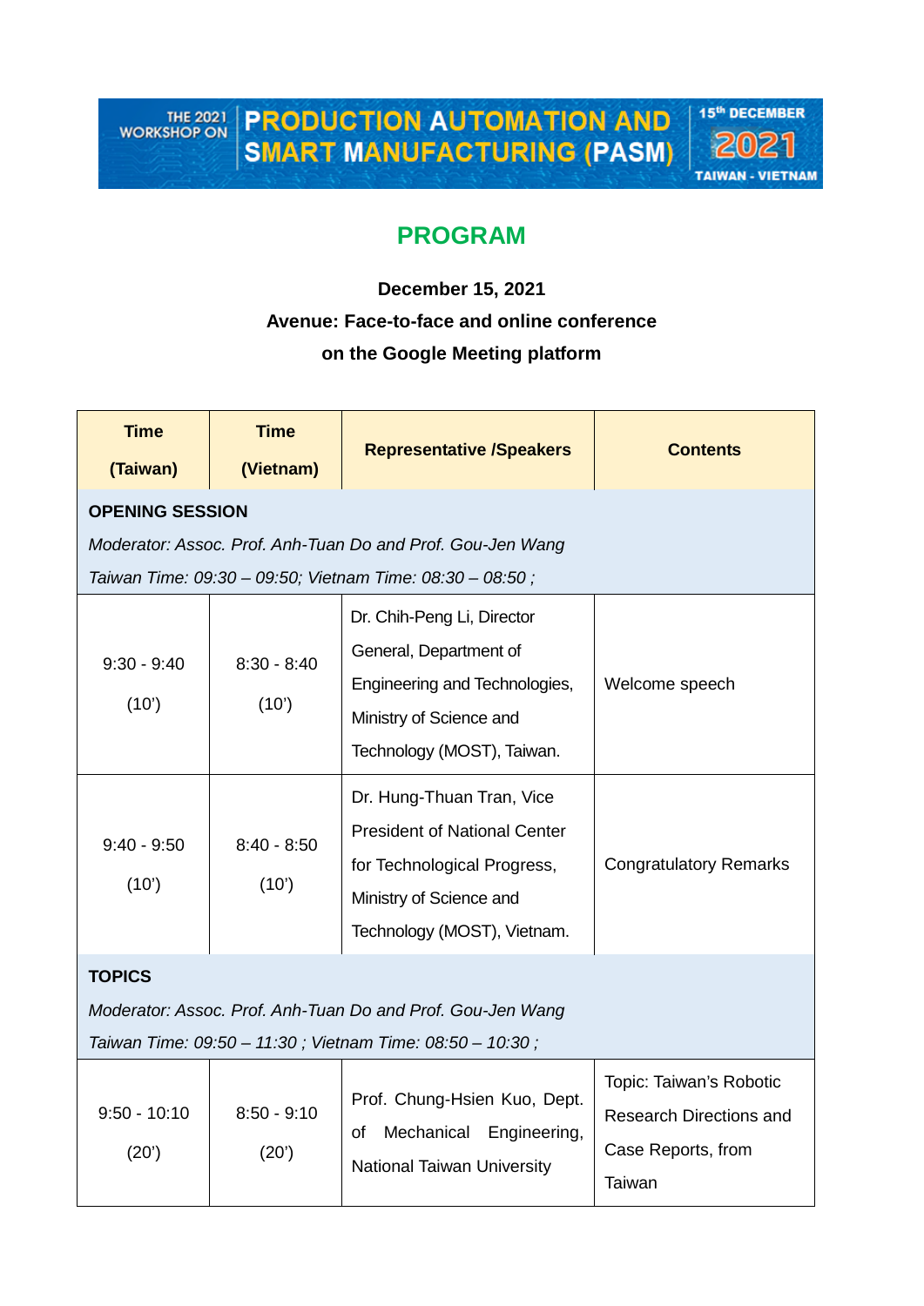THE 2021 WORKSHOP ON **PRODUCTION AUTOMATION AND SMART MANUFACTURING (PASM)** 15th DECEMBER 2021 TAIWAN - VIETNAM

# PROGRAM

**December 15, 2021**

**Avenue: Face-to-face and online conference**

**on the Google Meeting platform**

| Time (Taiwan) | Time (Vietnam) | Representative /Speakers | Contents |
|---|---|---|---|
| **OPENING SESSION** *Moderator: Assoc. Prof. Anh-Tuan Do and Prof. Gou-Jen Wang* *Taiwan Time: 09:30 – 09:50; Vietnam Time: 08:30 – 08:50 ;* | | | |
| 9:30 - 9:40 (10') | 8:30 - 8:40 (10') | Dr. Chih-Peng Li, Director General, Department of Engineering and Technologies, Ministry of Science and Technology (MOST), Taiwan. | Welcome speech |
| 9:40 - 9:50 (10') | 8:40 - 8:50 (10') | Dr. Hung-Thuan Tran, Vice President of National Center for Technological Progress, Ministry of Science and Technology (MOST), Vietnam. | Congratulatory Remarks |
| **TOPICS** *Moderator: Assoc. Prof. Anh-Tuan Do and Prof. Gou-Jen Wang* *Taiwan Time: 09:50 – 11:30 ; Vietnam Time: 08:50 – 10:30 ;* | | | |
| 9:50 - 10:10 (20') | 8:50 - 9:10 (20') | Prof. Chung-Hsien Kuo, Dept. of Mechanical Engineering, National Taiwan University | Topic: Taiwan's Robotic Research Directions and Case Reports, from Taiwan |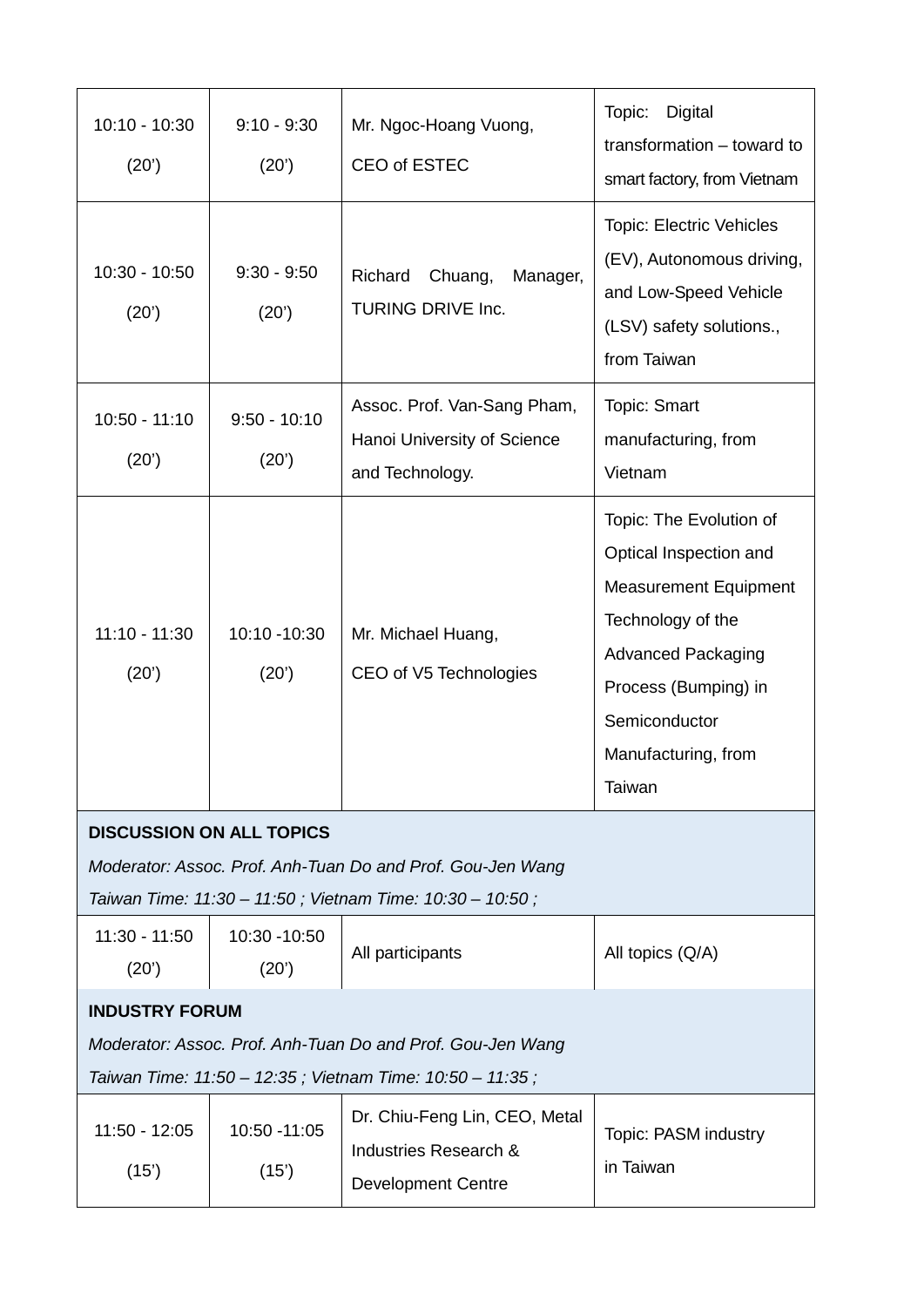| 10:10 - 10:30 (20') | 9:10 - 9:30 (20') | Mr. Ngoc-Hoang Vuong, CEO of ESTEC | Topic: Digital transformation – toward to smart factory, from Vietnam |
|---|---|---|---|
| 10:30 - 10:50 (20') | 9:30 - 9:50 (20') | Richard Chuang, Manager, TURING DRIVE Inc. | Topic: Electric Vehicles (EV), Autonomous driving, and Low-Speed Vehicle (LSV) safety solutions., from Taiwan |
| 10:50 - 11:10 (20') | 9:50 - 10:10 (20') | Assoc. Prof. Van-Sang Pham, Hanoi University of Science and Technology. | Topic: Smart manufacturing, from Vietnam |
| 11:10 - 11:30 (20') | 10:10 -10:30 (20') | Mr. Michael Huang, CEO of V5 Technologies | Topic: The Evolution of Optical Inspection and Measurement Equipment Technology of the Advanced Packaging Process (Bumping) in Semiconductor Manufacturing, from Taiwan |
| **DISCUSSION ON ALL TOPICS** *Moderator: Assoc. Prof. Anh-Tuan Do and Prof. Gou-Jen Wang* *Taiwan Time: 11:30 – 11:50 ; Vietnam Time: 10:30 – 10:50 ;* | | | |
| 11:30 - 11:50 (20') | 10:30 -10:50 (20') | All participants | All topics (Q/A) |
| **INDUSTRY FORUM** *Moderator: Assoc. Prof. Anh-Tuan Do and Prof. Gou-Jen Wang* *Taiwan Time: 11:50 – 12:35 ; Vietnam Time: 10:50 – 11:35 ;* | | | |
| 11:50 - 12:05 (15') | 10:50 -11:05 (15') | Dr. Chiu-Feng Lin, CEO, Metal Industries Research & Development Centre | Topic: PASM industry in Taiwan |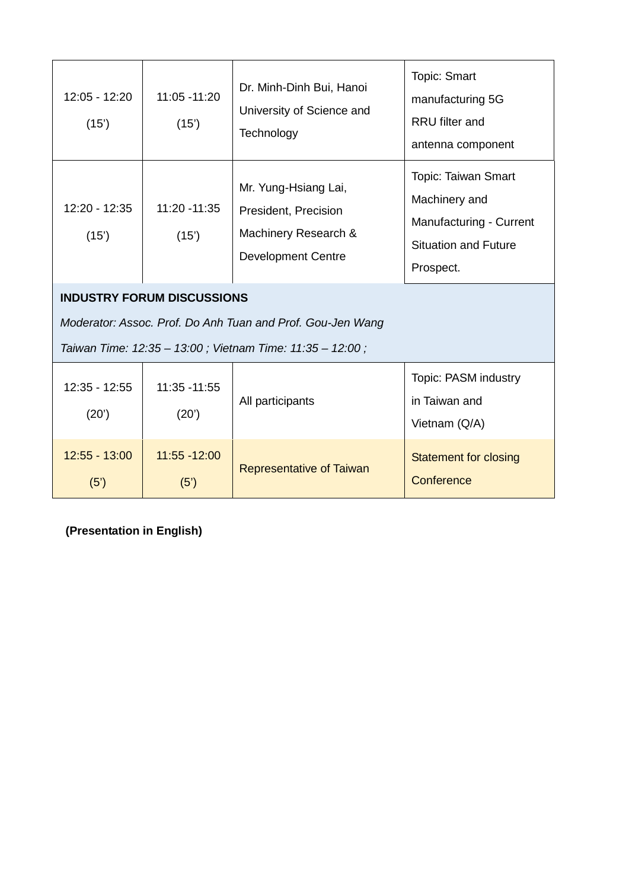| | | | |
|---|---|---|---|
| 12:05 - 12:20 (15') | 11:05 -11:20 (15') | Dr. Minh-Dinh Bui, Hanoi University of Science and Technology | Topic: Smart manufacturing 5G RRU filter and antenna component |
| 12:20 - 12:35 (15') | 11:20 -11:35 (15') | Mr. Yung-Hsiang Lai, President, Precision Machinery Research & Development Centre | Topic: Taiwan Smart Machinery and Manufacturing - Current Situation and Future Prospect. |
| **INDUSTRY FORUM DISCUSSIONS** *Moderator: Assoc. Prof. Do Anh Tuan and Prof. Gou-Jen Wang* *Taiwan Time: 12:35 – 13:00 ; Vietnam Time: 11:35 – 12:00 ;* | | | |
| 12:35 - 12:55 (20') | 11:35 -11:55 (20') | All participants | Topic: PASM industry in Taiwan and Vietnam (Q/A) |
| 12:55 - 13:00 (5') | 11:55 -12:00 (5') | Representative of Taiwan | Statement for closing Conference |

**(Presentation in English)**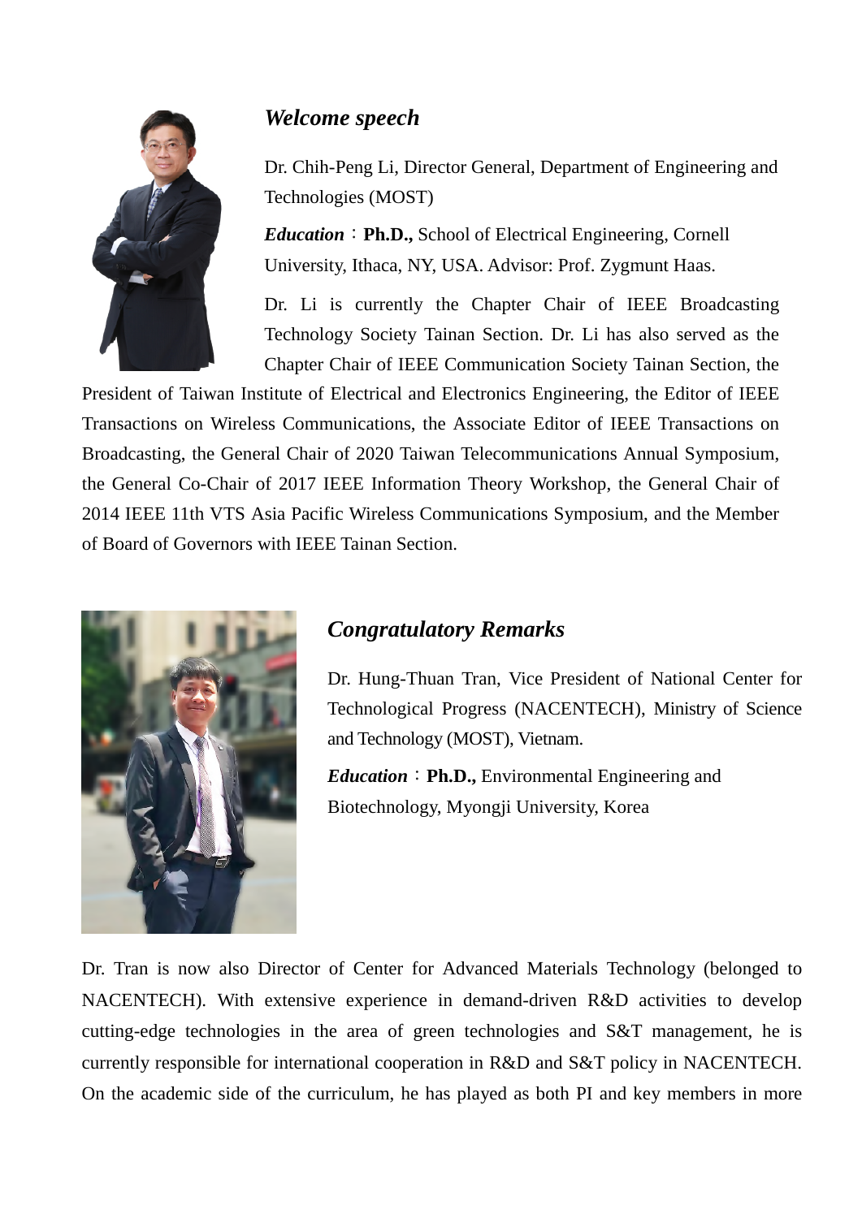## *Welcome speech*

Dr. Chih-Peng Li, Director General, Department of Engineering and Technologies (MOST)

***Education***：**Ph.D.,** School of Electrical Engineering, Cornell University, Ithaca, NY, USA. Advisor: Prof. Zygmunt Haas.

Dr. Li is currently the Chapter Chair of IEEE Broadcasting Technology Society Tainan Section. Dr. Li has also served as the Chapter Chair of IEEE Communication Society Tainan Section, the President of Taiwan Institute of Electrical and Electronics Engineering, the Editor of IEEE Transactions on Wireless Communications, the Associate Editor of IEEE Transactions on Broadcasting, the General Chair of 2020 Taiwan Telecommunications Annual Symposium, the General Co-Chair of 2017 IEEE Information Theory Workshop, the General Chair of 2014 IEEE 11th VTS Asia Pacific Wireless Communications Symposium, and the Member of Board of Governors with IEEE Tainan Section.

## *Congratulatory Remarks*

Dr. Hung-Thuan Tran, Vice President of National Center for Technological Progress (NACENTECH), Ministry of Science and Technology (MOST), Vietnam.

***Education***：**Ph.D.,** Environmental Engineering and Biotechnology, Myongji University, Korea

Dr. Tran is now also Director of Center for Advanced Materials Technology (belonged to NACENTECH). With extensive experience in demand-driven R&D activities to develop cutting-edge technologies in the area of green technologies and S&T management, he is currently responsible for international cooperation in R&D and S&T policy in NACENTECH. On the academic side of the curriculum, he has played as both PI and key members in more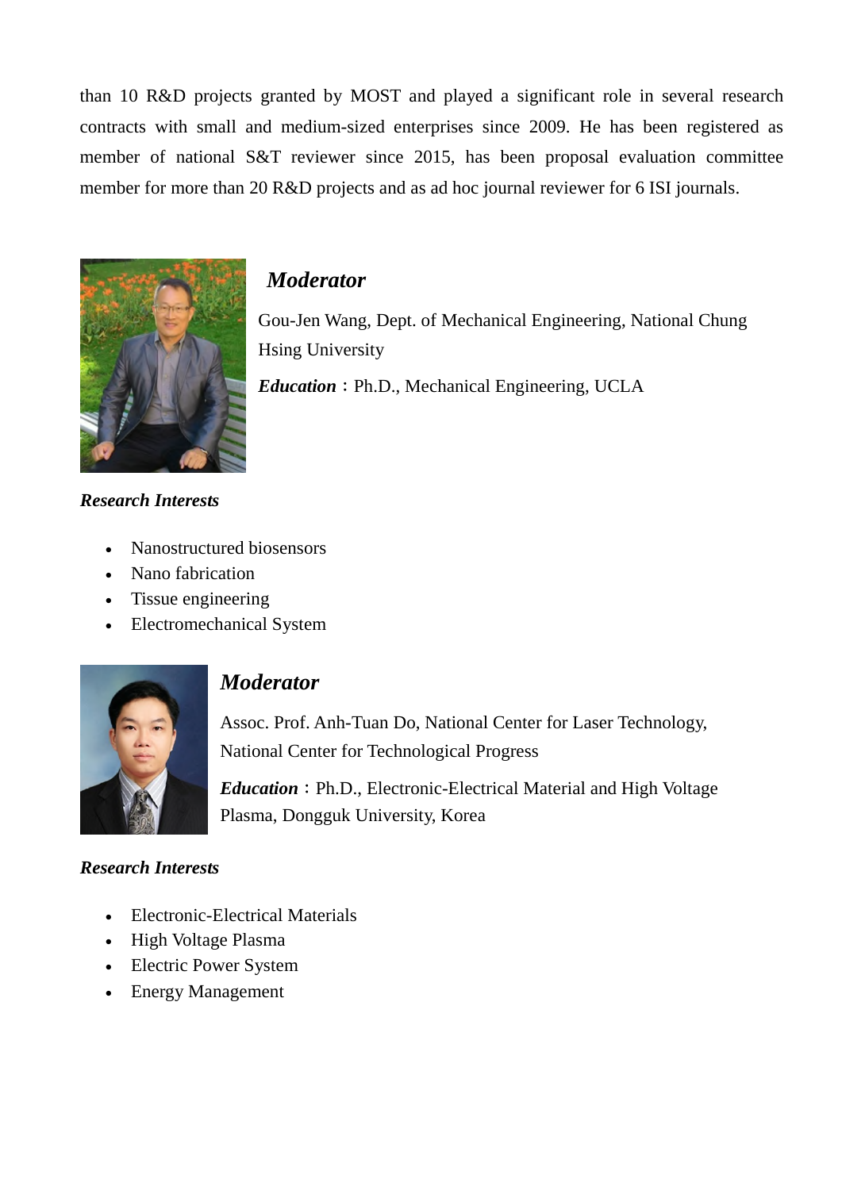than 10 R&D projects granted by MOST and played a significant role in several research contracts with small and medium-sized enterprises since 2009. He has been registered as member of national S&T reviewer since 2015, has been proposal evaluation committee member for more than 20 R&D projects and as ad hoc journal reviewer for 6 ISI journals.

## *Moderator*

Gou-Jen Wang, Dept. of Mechanical Engineering, National Chung Hsing University

***Education***：Ph.D., Mechanical Engineering, UCLA

***Research Interests***

- Nanostructured biosensors
- Nano fabrication
- Tissue engineering
- Electromechanical System

## *Moderator*

Assoc. Prof. Anh-Tuan Do, National Center for Laser Technology, National Center for Technological Progress

***Education***：Ph.D., Electronic-Electrical Material and High Voltage Plasma, Dongguk University, Korea

***Research Interests***

- Electronic-Electrical Materials
- High Voltage Plasma
- Electric Power System
- Energy Management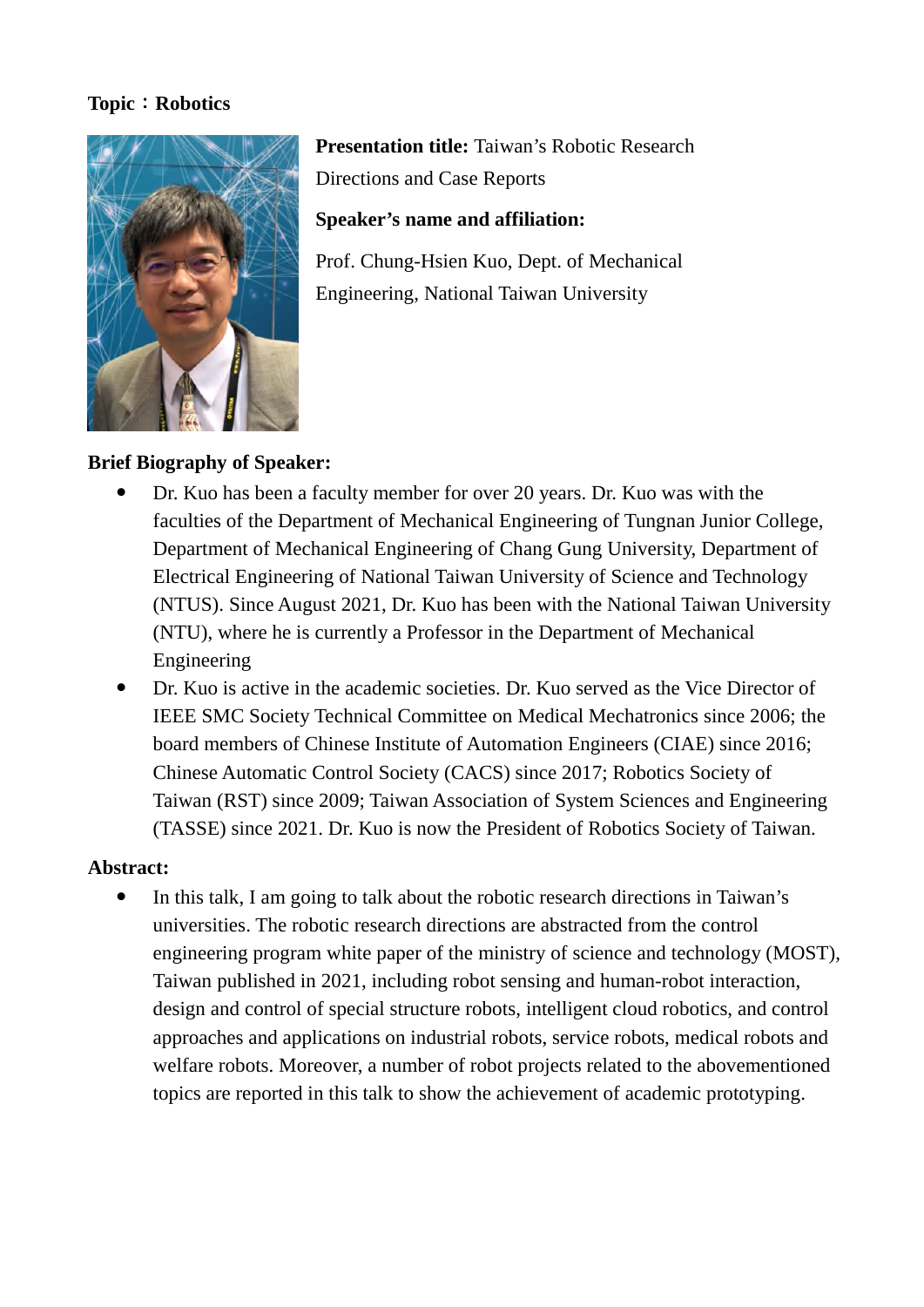**Topic：Robotics**

**Presentation title:** Taiwan's Robotic Research Directions and Case Reports

**Speaker's name and affiliation:**

Prof. Chung-Hsien Kuo, Dept. of Mechanical Engineering, National Taiwan University

**Brief Biography of Speaker:**

- Dr. Kuo has been a faculty member for over 20 years. Dr. Kuo was with the faculties of the Department of Mechanical Engineering of Tungnan Junior College, Department of Mechanical Engineering of Chang Gung University, Department of Electrical Engineering of National Taiwan University of Science and Technology (NTUS). Since August 2021, Dr. Kuo has been with the National Taiwan University (NTU), where he is currently a Professor in the Department of Mechanical Engineering
- Dr. Kuo is active in the academic societies. Dr. Kuo served as the Vice Director of IEEE SMC Society Technical Committee on Medical Mechatronics since 2006; the board members of Chinese Institute of Automation Engineers (CIAE) since 2016; Chinese Automatic Control Society (CACS) since 2017; Robotics Society of Taiwan (RST) since 2009; Taiwan Association of System Sciences and Engineering (TASSE) since 2021. Dr. Kuo is now the President of Robotics Society of Taiwan.

**Abstract:**

- In this talk, I am going to talk about the robotic research directions in Taiwan's universities. The robotic research directions are abstracted from the control engineering program white paper of the ministry of science and technology (MOST), Taiwan published in 2021, including robot sensing and human-robot interaction, design and control of special structure robots, intelligent cloud robotics, and control approaches and applications on industrial robots, service robots, medical robots and welfare robots. Moreover, a number of robot projects related to the abovementioned topics are reported in this talk to show the achievement of academic prototyping.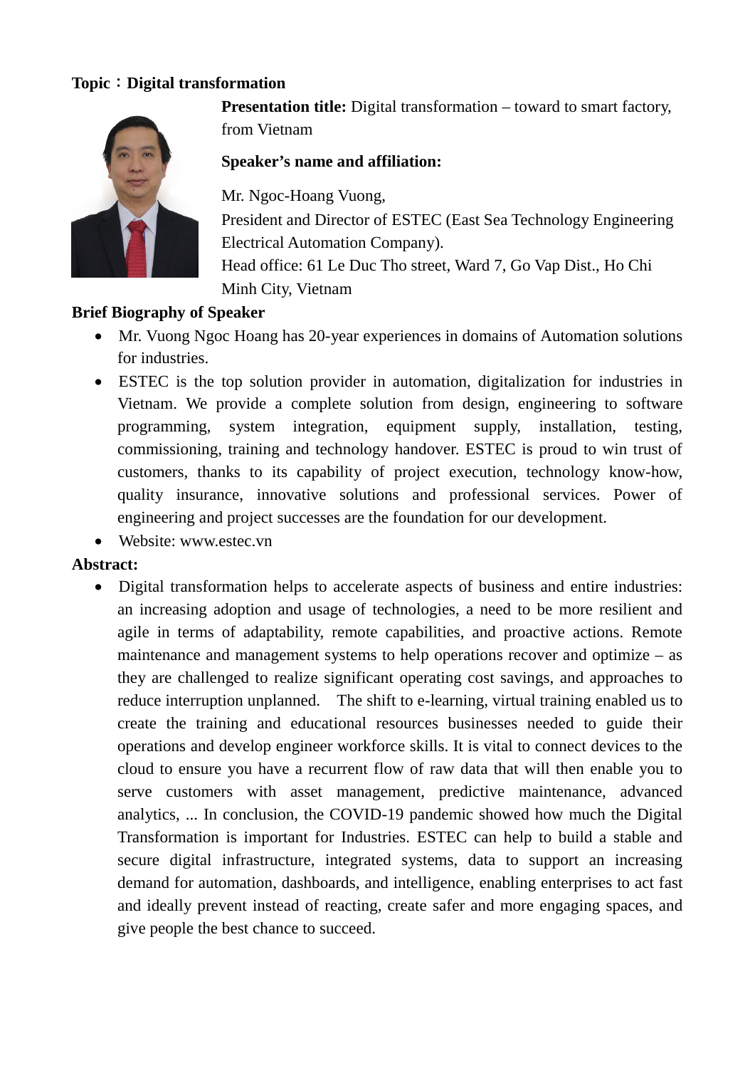**Topic：Digital transformation**

**Presentation title:** Digital transformation – toward to smart factory, from Vietnam

**Speaker's name and affiliation:**

Mr. Ngoc-Hoang Vuong,
President and Director of ESTEC (East Sea Technology Engineering Electrical Automation Company).
Head office: 61 Le Duc Tho street, Ward 7, Go Vap Dist., Ho Chi Minh City, Vietnam

**Brief Biography of Speaker**

- Mr. Vuong Ngoc Hoang has 20-year experiences in domains of Automation solutions for industries.
- ESTEC is the top solution provider in automation, digitalization for industries in Vietnam. We provide a complete solution from design, engineering to software programming, system integration, equipment supply, installation, testing, commissioning, training and technology handover. ESTEC is proud to win trust of customers, thanks to its capability of project execution, technology know-how, quality insurance, innovative solutions and professional services. Power of engineering and project successes are the foundation for our development.
- Website: www.estec.vn

**Abstract:**

- Digital transformation helps to accelerate aspects of business and entire industries: an increasing adoption and usage of technologies, a need to be more resilient and agile in terms of adaptability, remote capabilities, and proactive actions. Remote maintenance and management systems to help operations recover and optimize – as they are challenged to realize significant operating cost savings, and approaches to reduce interruption unplanned. The shift to e-learning, virtual training enabled us to create the training and educational resources businesses needed to guide their operations and develop engineer workforce skills. It is vital to connect devices to the cloud to ensure you have a recurrent flow of raw data that will then enable you to serve customers with asset management, predictive maintenance, advanced analytics, ... In conclusion, the COVID-19 pandemic showed how much the Digital Transformation is important for Industries. ESTEC can help to build a stable and secure digital infrastructure, integrated systems, data to support an increasing demand for automation, dashboards, and intelligence, enabling enterprises to act fast and ideally prevent instead of reacting, create safer and more engaging spaces, and give people the best chance to succeed.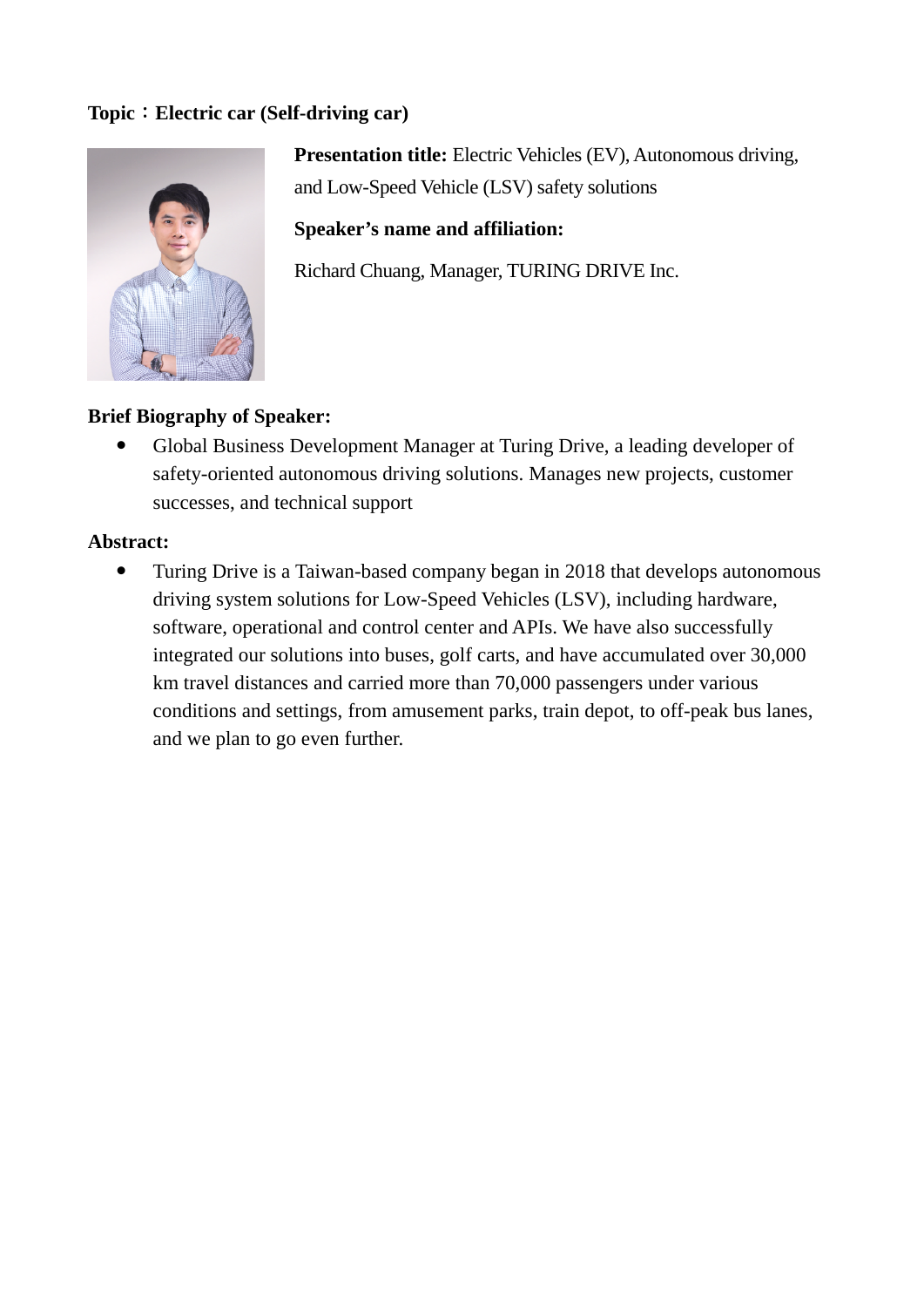**Topic：Electric car (Self-driving car)**

**Presentation title:** Electric Vehicles (EV), Autonomous driving, and Low-Speed Vehicle (LSV) safety solutions

**Speaker's name and affiliation:**

Richard Chuang, Manager, TURING DRIVE Inc.

**Brief Biography of Speaker:**

- Global Business Development Manager at Turing Drive, a leading developer of safety-oriented autonomous driving solutions. Manages new projects, customer successes, and technical support

**Abstract:**

- Turing Drive is a Taiwan-based company began in 2018 that develops autonomous driving system solutions for Low-Speed Vehicles (LSV), including hardware, software, operational and control center and APIs. We have also successfully integrated our solutions into buses, golf carts, and have accumulated over 30,000 km travel distances and carried more than 70,000 passengers under various conditions and settings, from amusement parks, train depot, to off-peak bus lanes, and we plan to go even further.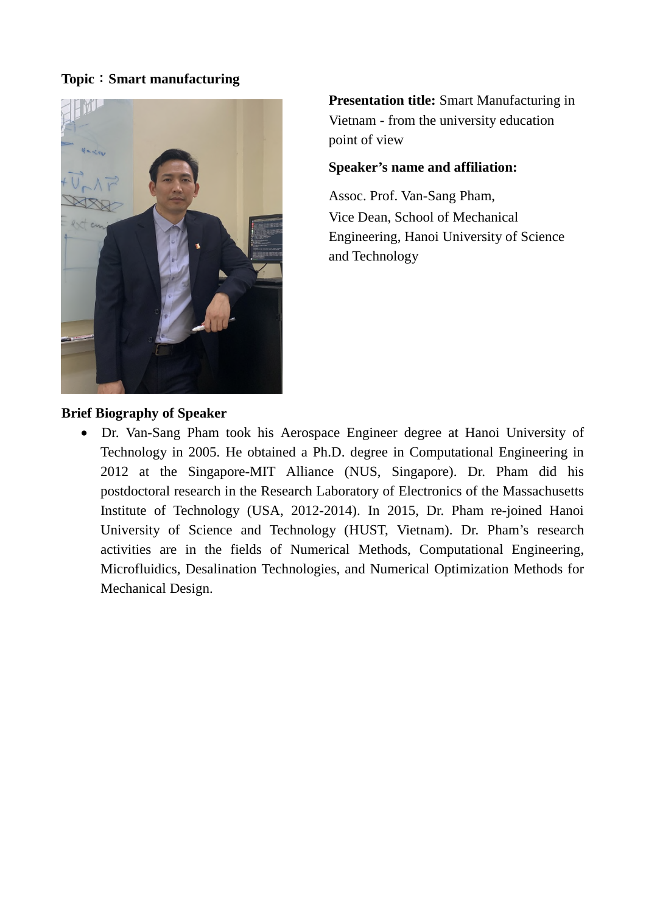**Topic：Smart manufacturing**

**Presentation title:** Smart Manufacturing in Vietnam - from the university education point of view

**Speaker's name and affiliation:**

Assoc. Prof. Van-Sang Pham,
Vice Dean, School of Mechanical Engineering, Hanoi University of Science and Technology

**Brief Biography of Speaker**

- Dr. Van-Sang Pham took his Aerospace Engineer degree at Hanoi University of Technology in 2005. He obtained a Ph.D. degree in Computational Engineering in 2012 at the Singapore-MIT Alliance (NUS, Singapore). Dr. Pham did his postdoctoral research in the Research Laboratory of Electronics of the Massachusetts Institute of Technology (USA, 2012-2014). In 2015, Dr. Pham re-joined Hanoi University of Science and Technology (HUST, Vietnam). Dr. Pham's research activities are in the fields of Numerical Methods, Computational Engineering, Microfluidics, Desalination Technologies, and Numerical Optimization Methods for Mechanical Design.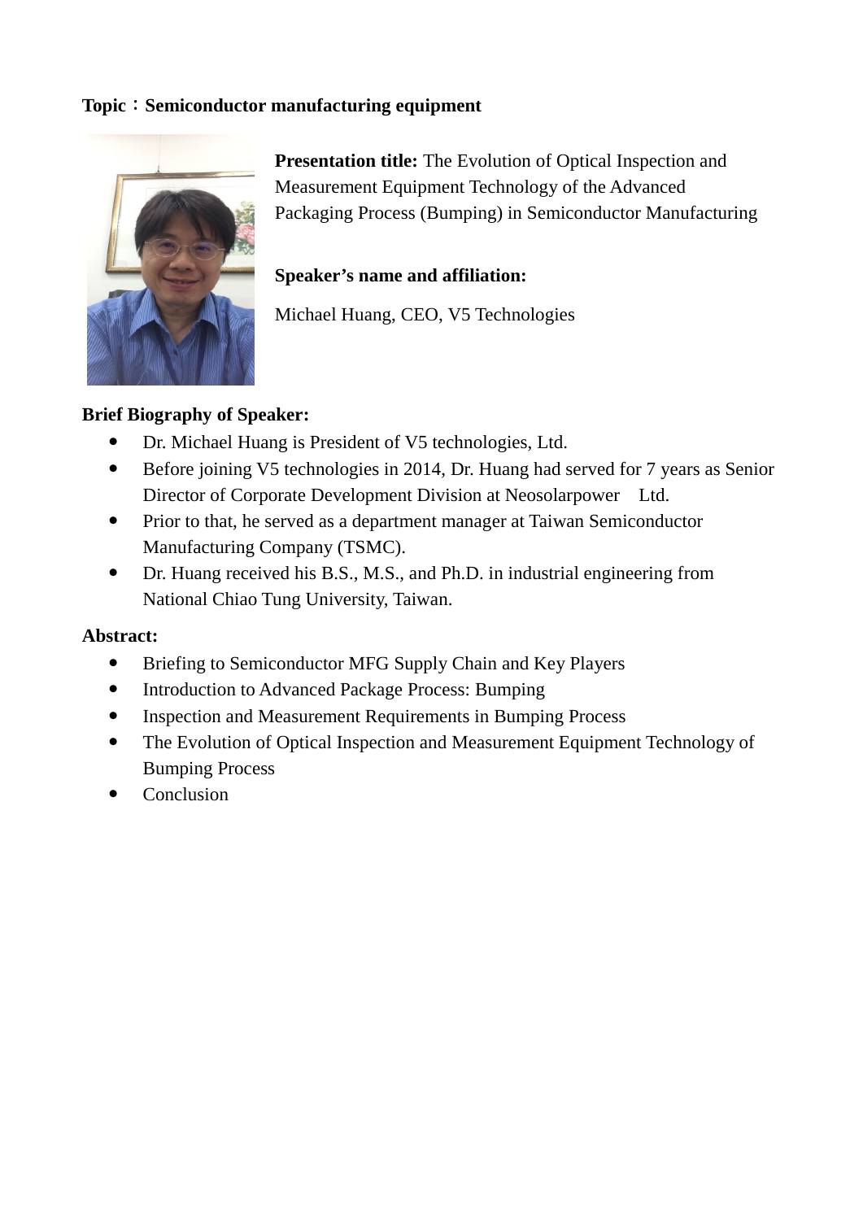**Topic：Semiconductor manufacturing equipment**

**Presentation title:** The Evolution of Optical Inspection and Measurement Equipment Technology of the Advanced Packaging Process (Bumping) in Semiconductor Manufacturing

**Speaker's name and affiliation:**

Michael Huang, CEO, V5 Technologies

**Brief Biography of Speaker:**

- Dr. Michael Huang is President of V5 technologies, Ltd.
- Before joining V5 technologies in 2014, Dr. Huang had served for 7 years as Senior Director of Corporate Development Division at Neosolarpower Ltd.
- Prior to that, he served as a department manager at Taiwan Semiconductor Manufacturing Company (TSMC).
- Dr. Huang received his B.S., M.S., and Ph.D. in industrial engineering from National Chiao Tung University, Taiwan.

**Abstract:**

- Briefing to Semiconductor MFG Supply Chain and Key Players
- Introduction to Advanced Package Process: Bumping
- Inspection and Measurement Requirements in Bumping Process
- The Evolution of Optical Inspection and Measurement Equipment Technology of Bumping Process
- Conclusion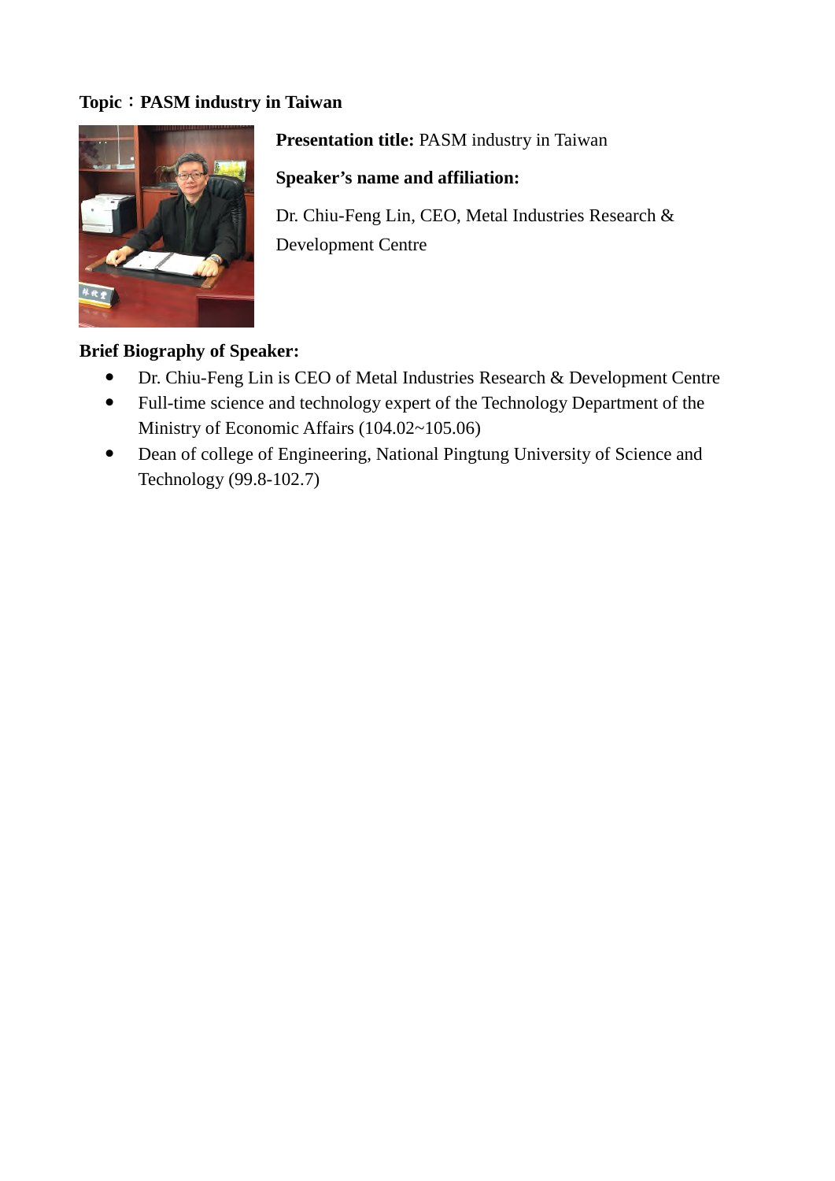**Topic：PASM industry in Taiwan**

**Presentation title:** PASM industry in Taiwan

**Speaker's name and affiliation:**

Dr. Chiu-Feng Lin, CEO, Metal Industries Research & Development Centre

**Brief Biography of Speaker:**

- Dr. Chiu-Feng Lin is CEO of Metal Industries Research & Development Centre
- Full-time science and technology expert of the Technology Department of the Ministry of Economic Affairs (104.02~105.06)
- Dean of college of Engineering, National Pingtung University of Science and Technology (99.8-102.7)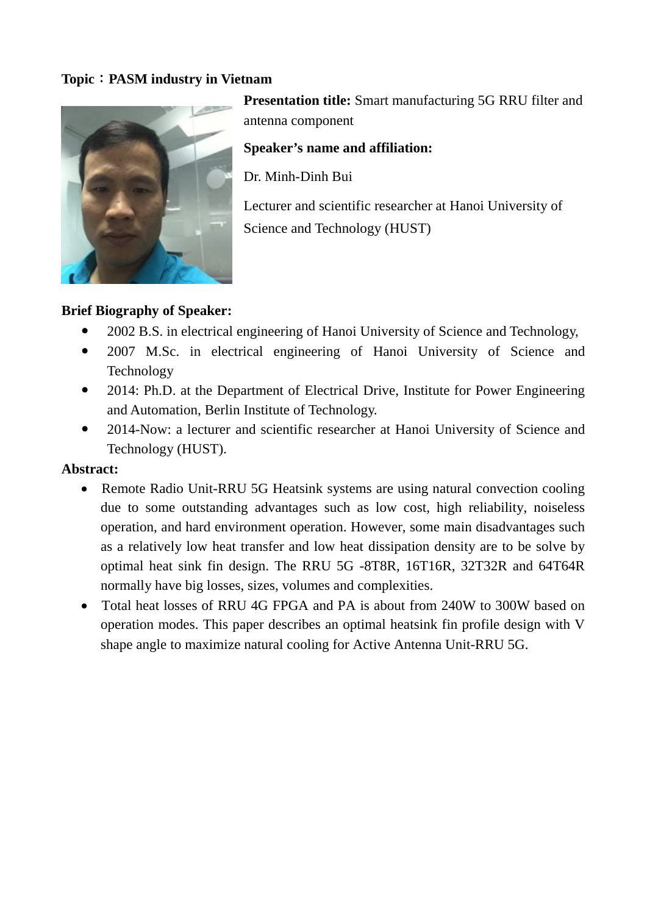**Topic：PASM industry in Vietnam**

**Presentation title:** Smart manufacturing 5G RRU filter and antenna component

**Speaker's name and affiliation:**

Dr. Minh-Dinh Bui

Lecturer and scientific researcher at Hanoi University of Science and Technology (HUST)

**Brief Biography of Speaker:**

- 2002 B.S. in electrical engineering of Hanoi University of Science and Technology,
- 2007 M.Sc. in electrical engineering of Hanoi University of Science and Technology
- 2014: Ph.D. at the Department of Electrical Drive, Institute for Power Engineering and Automation, Berlin Institute of Technology.
- 2014-Now: a lecturer and scientific researcher at Hanoi University of Science and Technology (HUST).

**Abstract:**

- Remote Radio Unit-RRU 5G Heatsink systems are using natural convection cooling due to some outstanding advantages such as low cost, high reliability, noiseless operation, and hard environment operation. However, some main disadvantages such as a relatively low heat transfer and low heat dissipation density are to be solve by optimal heat sink fin design. The RRU 5G -8T8R, 16T16R, 32T32R and 64T64R normally have big losses, sizes, volumes and complexities.
- Total heat losses of RRU 4G FPGA and PA is about from 240W to 300W based on operation modes. This paper describes an optimal heatsink fin profile design with V shape angle to maximize natural cooling for Active Antenna Unit-RRU 5G.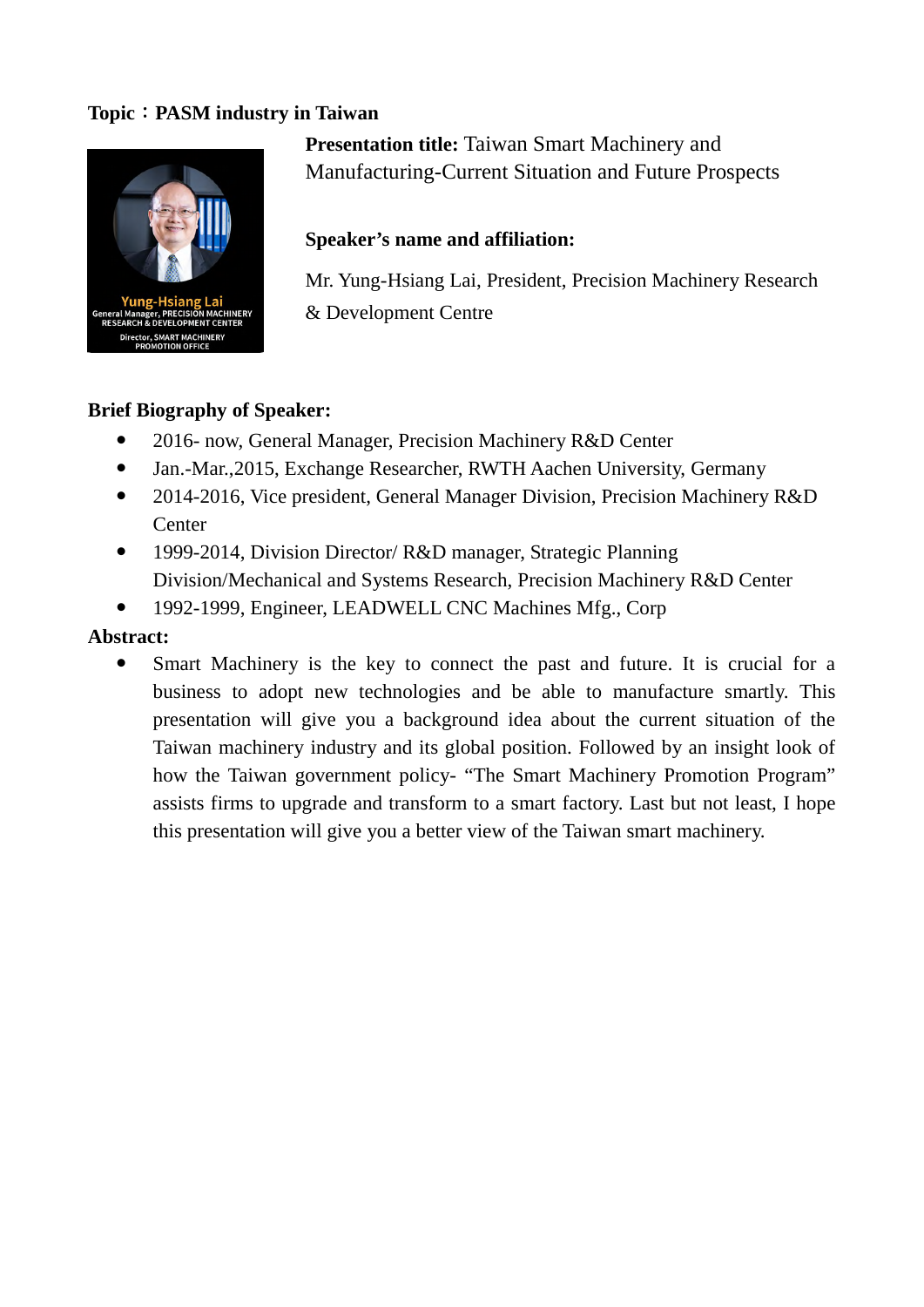**Topic：PASM industry in Taiwan**

**Presentation title:** Taiwan Smart Machinery and Manufacturing-Current Situation and Future Prospects

**Speaker's name and affiliation:**

Mr. Yung-Hsiang Lai, President, Precision Machinery Research & Development Centre

**Brief Biography of Speaker:**

- 2016- now, General Manager, Precision Machinery R&D Center
- Jan.-Mar.,2015, Exchange Researcher, RWTH Aachen University, Germany
- 2014-2016, Vice president, General Manager Division, Precision Machinery R&D Center
- 1999-2014, Division Director/ R&D manager, Strategic Planning Division/Mechanical and Systems Research, Precision Machinery R&D Center
- 1992-1999, Engineer, LEADWELL CNC Machines Mfg., Corp

**Abstract:**

- Smart Machinery is the key to connect the past and future. It is crucial for a business to adopt new technologies and be able to manufacture smartly. This presentation will give you a background idea about the current situation of the Taiwan machinery industry and its global position. Followed by an insight look of how the Taiwan government policy- "The Smart Machinery Promotion Program" assists firms to upgrade and transform to a smart factory. Last but not least, I hope this presentation will give you a better view of the Taiwan smart machinery.